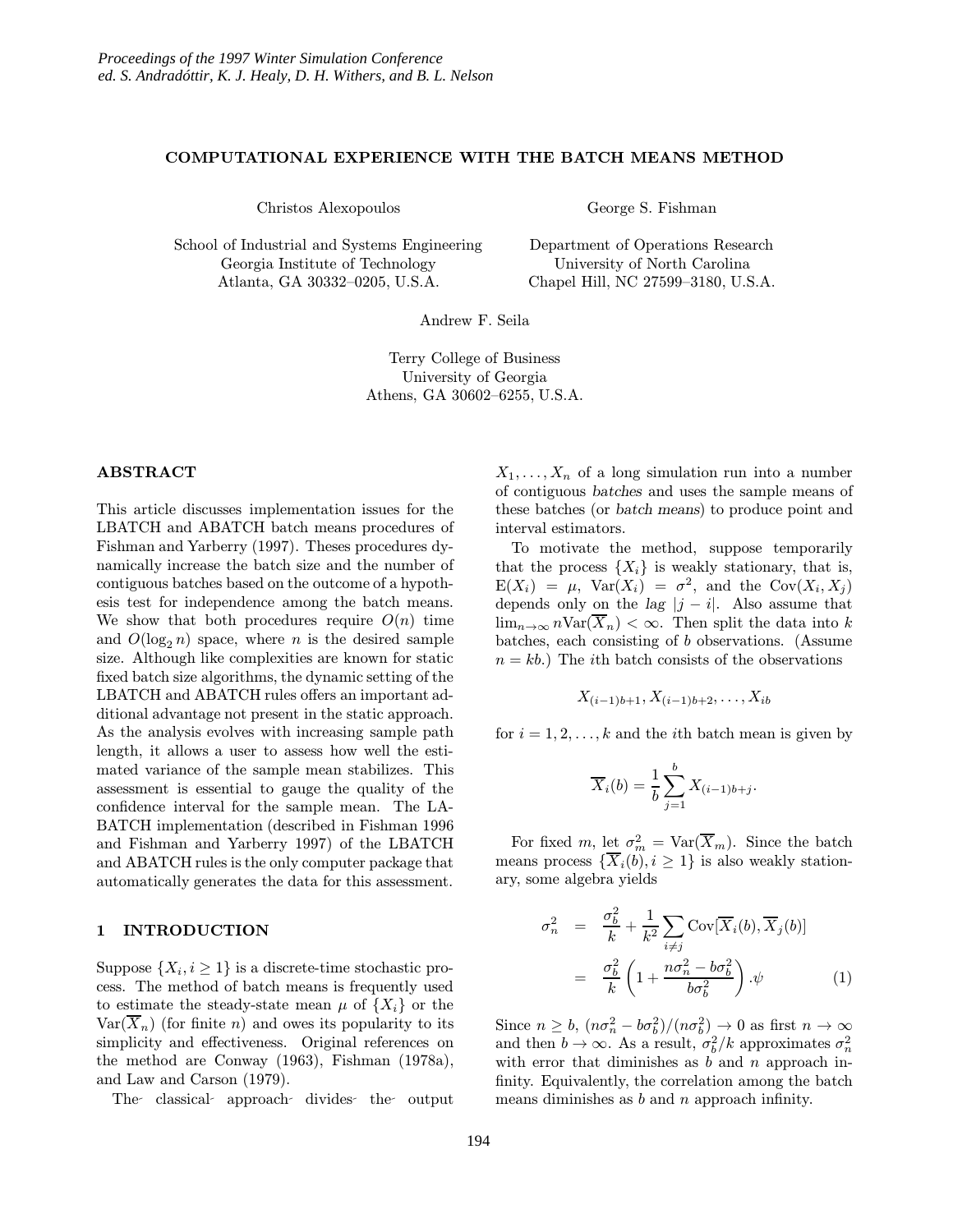# COMPUTATIONAL EXPERIENCE WITH THE BATCH MEANS METHOD

Christos Alexopoulos

School of Industrial and Systems Engineering
Georgia Institute of Technology
Atlanta, GA 30332–0205, U.S.A.

George S. Fishman

Department of Operations Research
University of North Carolina
Chapel Hill, NC 27599–3180, U.S.A.

Andrew F. Seila

Terry College of Business
University of Georgia
Athens, GA 30602–6255, U.S.A.

## ABSTRACT

This article discusses implementation issues for the LBATCH and ABATCH batch means procedures of Fishman and Yarberry (1997). Theses procedures dynamically increase the batch size and the number of contiguous batches based on the outcome of a hypothesis test for independence among the batch means. We show that both procedures require $O(n)$ time and $O(\log_2 n)$ space, where $n$ is the desired sample size. Although like complexities are known for static fixed batch size algorithms, the dynamic setting of the LBATCH and ABATCH rules offers an important additional advantage not present in the static approach. As the analysis evolves with increasing sample path length, it allows a user to assess how well the estimated variance of the sample mean stabilizes. This assessment is essential to gauge the quality of the confidence interval for the sample mean. The LABATCH implementation (described in Fishman 1996 and Fishman and Yarberry 1997) of the LBATCH and ABATCH rules is the only computer package that automatically generates the data for this assessment.

## 1 INTRODUCTION

Suppose $\{X_i, i \geq 1\}$ is a discrete-time stochastic process. The method of batch means is frequently used to estimate the steady-state mean $\mu$ of $\{X_i\}$ or the $\mathrm{Var}(\overline{X}_n)$ (for finite $n$) and owes its popularity to its simplicity and effectiveness. Original references on the method are Conway (1963), Fishman (1978a), and Law and Carson (1979).

The classical approach divides the output $X_1, \ldots, X_n$ of a long simulation run into a number of contiguous *batches* and uses the sample means of these batches (or *batch means*) to produce point and interval estimators.

To motivate the method, suppose temporarily that the process $\{X_i\}$ is weakly stationary, that is, $\mathrm{E}(X_i) = \mu$, $\mathrm{Var}(X_i) = \sigma^2$, and the $\mathrm{Cov}(X_i, X_j)$ depends only on the *lag* $|j - i|$. Also assume that $\lim_{n\to\infty} n\mathrm{Var}(\overline{X}_n) < \infty$. Then split the data into $k$ batches, each consisting of $b$ observations. (Assume $n = kb$.) The $i$th batch consists of the observations

$$X_{(i-1)b+1}, X_{(i-1)b+2}, \ldots, X_{ib}$$

for $i = 1, 2, \ldots, k$ and the $i$th batch mean is given by

$$\overline{X}_i(b) = \frac{1}{b}\sum_{j=1}^{b} X_{(i-1)b+j}.$$

For fixed $m$, let $\sigma_m^2 = \mathrm{Var}(\overline{X}_m)$. Since the batch means process $\{\overline{X}_i(b), i \geq 1\}$ is also weakly stationary, some algebra yields

$$\begin{aligned}
\sigma_n^2 &= \frac{\sigma_b^2}{k} + \frac{1}{k^2}\sum_{i \neq j} \mathrm{Cov}[\overline{X}_i(b), \overline{X}_j(b)] \\
&= \frac{\sigma_b^2}{k}\left(1 + \frac{n\sigma_n^2 - b\sigma_b^2}{b\sigma_b^2}\right).\psi \qquad (1)
\end{aligned}$$

Since $n \geq b$, $(n\sigma_n^2 - b\sigma_b^2)/(n\sigma_b^2) \to 0$ as first $n \to \infty$ and then $b \to \infty$. As a result, $\sigma_b^2/k$ approximates $\sigma_n^2$ with error that diminishes as $b$ and $n$ approach infinity. Equivalently, the correlation among the batch means diminishes as $b$ and $n$ approach infinity.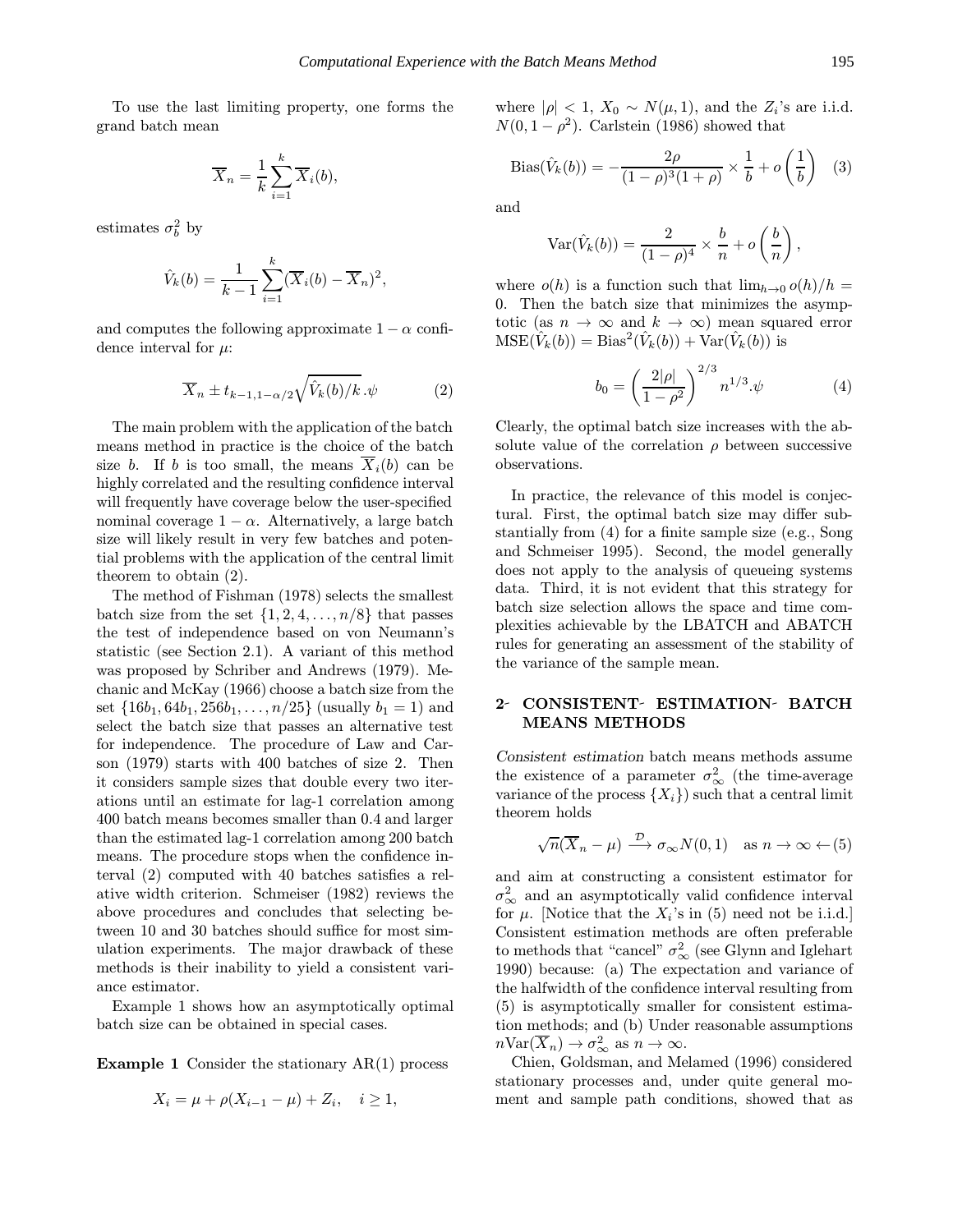To use the last limiting property, one forms the grand batch mean

$$\overline{X}_n = \frac{1}{k}\sum_{i=1}^{k}\overline{X}_i(b),$$

estimates $\sigma_b^2$ by

$$\hat{V}_k(b) = \frac{1}{k-1}\sum_{i=1}^{k}(\overline{X}_i(b) - \overline{X}_n)^2,$$

and computes the following approximate $1-\alpha$ confidence interval for $\mu$:

$$\overline{X}_n \pm t_{k-1,1-\alpha/2}\sqrt{\hat{V}_k(b)/k}\,.\psi \qquad (2)$$

The main problem with the application of the batch means method in practice is the choice of the batch size $b$. If $b$ is too small, the means $\overline{X}_i(b)$ can be highly correlated and the resulting confidence interval will frequently have coverage below the user-specified nominal coverage $1-\alpha$. Alternatively, a large batch size will likely result in very few batches and potential problems with the application of the central limit theorem to obtain (2).

The method of Fishman (1978) selects the smallest batch size from the set $\{1, 2, 4, \ldots, n/8\}$ that passes the test of independence based on von Neumann's statistic (see Section 2.1). A variant of this method was proposed by Schriber and Andrews (1979). Mechanic and McKay (1966) choose a batch size from the set $\{16b_1, 64b_1, 256b_1, \ldots, n/25\}$ (usually $b_1 = 1$) and select the batch size that passes an alternative test for independence. The procedure of Law and Carson (1979) starts with 400 batches of size 2. Then it considers sample sizes that double every two iterations until an estimate for lag-1 correlation among 400 batch means becomes smaller than 0.4 and larger than the estimated lag-1 correlation among 200 batch means. The procedure stops when the confidence interval (2) computed with 40 batches satisfies a relative width criterion. Schmeiser (1982) reviews the above procedures and concludes that selecting between 10 and 30 batches should suffice for most simulation experiments. The major drawback of these methods is their inability to yield a consistent variance estimator.

Example 1 shows how an asymptotically optimal batch size can be obtained in special cases.

**Example 1** Consider the stationary AR(1) process

$$X_i = \mu + \rho(X_{i-1} - \mu) + Z_i, \quad i \geq 1,$$

where $|\rho| < 1$, $X_0 \sim N(\mu, 1)$, and the $Z_i$'s are i.i.d. $N(0, 1-\rho^2)$. Carlstein (1986) showed that

$$\text{Bias}(\hat{V}_k(b)) = -\frac{2\rho}{(1-\rho)^3(1+\rho)} \times \frac{1}{b} + o\left(\frac{1}{b}\right) \quad (3)$$

and

$$\text{Var}(\hat{V}_k(b)) = \frac{2}{(1-\rho)^4} \times \frac{b}{n} + o\left(\frac{b}{n}\right),$$

where $o(h)$ is a function such that $\lim_{h\to 0} o(h)/h = 0$. Then the batch size that minimizes the asymptotic (as $n \to \infty$ and $k \to \infty$) mean squared error $\text{MSE}(\hat{V}_k(b)) = \text{Bias}^2(\hat{V}_k(b)) + \text{Var}(\hat{V}_k(b))$ is

$$b_0 = \left(\frac{2|\rho|}{1-\rho^2}\right)^{2/3} n^{1/3}.\psi \qquad (4)$$

Clearly, the optimal batch size increases with the absolute value of the correlation $\rho$ between successive observations.

In practice, the relevance of this model is conjectural. First, the optimal batch size may differ substantially from (4) for a finite sample size (e.g., Song and Schmeiser 1995). Second, the model generally does not apply to the analysis of queueing systems data. Third, it is not evident that this strategy for batch size selection allows the space and time complexities achievable by the LBATCH and ABATCH rules for generating an assessment of the stability of the variance of the sample mean.

## 2 CONSISTENT ESTIMATION BATCH MEANS METHODS

*Consistent estimation* batch means methods assume the existence of a parameter $\sigma_\infty^2$ (the time-average variance of the process $\{X_i\}$) such that a central limit theorem holds

$$\sqrt{n}(\overline{X}_n - \mu) \xrightarrow{\mathcal{D}} \sigma_\infty N(0,1) \quad \text{as } n \to \infty \leftarrow (5)$$

and aim at constructing a consistent estimator for $\sigma_\infty^2$ and an asymptotically valid confidence interval for $\mu$. [Notice that the $X_i$'s in (5) need not be i.i.d.] Consistent estimation methods are often preferable to methods that "cancel" $\sigma_\infty^2$ (see Glynn and Iglehart 1990) because: (a) The expectation and variance of the halfwidth of the confidence interval resulting from (5) is asymptotically smaller for consistent estimation methods; and (b) Under reasonable assumptions $n\text{Var}(\overline{X}_n) \to \sigma_\infty^2$ as $n \to \infty$.

Chien, Goldsman, and Melamed (1996) considered stationary processes and, under quite general moment and sample path conditions, showed that as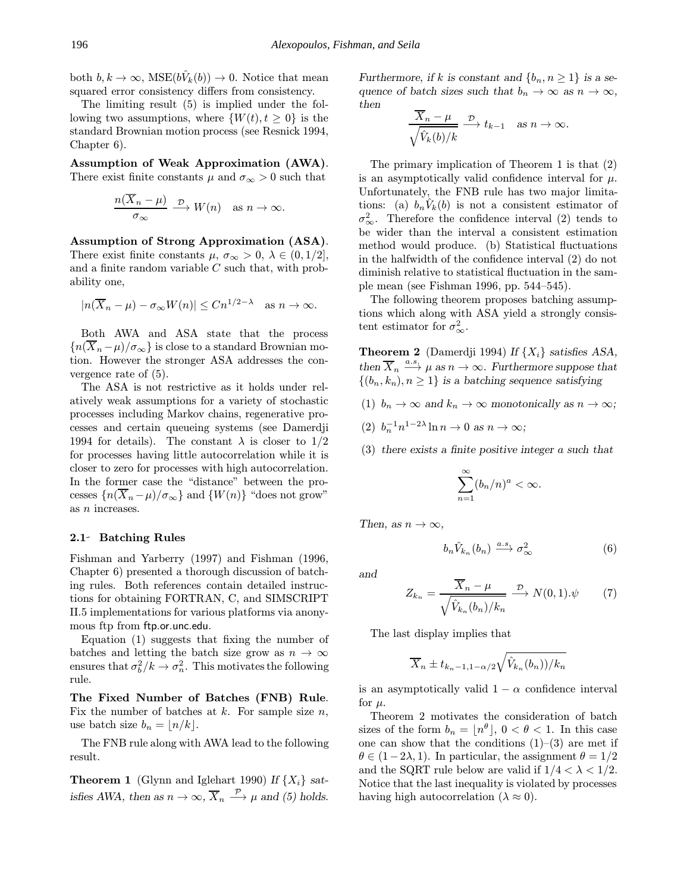both $b, k \to \infty$, $\text{MSE}(b\hat{V}_k(b)) \to 0$. Notice that mean squared error consistency differs from consistency.

The limiting result (5) is implied under the following two assumptions, where $\{W(t), t \geq 0\}$ is the standard Brownian motion process (see Resnick 1994, Chapter 6).

**Assumption of Weak Approximation (AWA)**. There exist finite constants $\mu$ and $\sigma_\infty > 0$ such that

$$\frac{n(\overline{X}_n - \mu)}{\sigma_\infty} \xrightarrow{\mathcal{D}} W(n) \quad \text{as } n \to \infty.$$

**Assumption of Strong Approximation (ASA)**. There exist finite constants $\mu$, $\sigma_\infty > 0$, $\lambda \in (0, 1/2]$, and a finite random variable $C$ such that, with probability one,

$$|n(\overline{X}_n - \mu) - \sigma_\infty W(n)| \leq C n^{1/2-\lambda} \quad \text{as } n \to \infty.$$

Both AWA and ASA state that the process $\{n(\overline{X}_n - \mu)/\sigma_\infty\}$ is close to a standard Brownian motion. However the stronger ASA addresses the convergence rate of (5).

The ASA is not restrictive as it holds under relatively weak assumptions for a variety of stochastic processes including Markov chains, regenerative processes and certain queueing systems (see Damerdji 1994 for details). The constant $\lambda$ is closer to $1/2$ for processes having little autocorrelation while it is closer to zero for processes with high autocorrelation. In the former case the "distance" between the processes $\{n(\overline{X}_n - \mu)/\sigma_\infty\}$ and $\{W(n)\}$ "does not grow" as $n$ increases.

### 2.1 Batching Rules

Fishman and Yarberry (1997) and Fishman (1996, Chapter 6) presented a thorough discussion of batching rules. Both references contain detailed instructions for obtaining FORTRAN, C, and SIMSCRIPT II.5 implementations for various platforms via anonymous ftp from ftp.or.unc.edu.

Equation (1) suggests that fixing the number of batches and letting the batch size grow as $n \to \infty$ ensures that $\sigma_b^2/k \to \sigma_n^2$. This motivates the following rule.

**The Fixed Number of Batches (FNB) Rule**. Fix the number of batches at $k$. For sample size $n$, use batch size $b_n = \lfloor n/k \rfloor$.

The FNB rule along with AWA lead to the following result.

**Theorem 1** (Glynn and Iglehart 1990) *If $\{X_i\}$ satisfies AWA, then as $n \to \infty$, $\overline{X}_n \xrightarrow{\mathcal{P}} \mu$ and (5) holds. Furthermore, if $k$ is constant and $\{b_n, n \geq 1\}$ is a sequence of batch sizes such that $b_n \to \infty$ as $n \to \infty$, then*

$$\frac{\overline{X}_n - \mu}{\sqrt{\hat{V}_k(b)/k}} \xrightarrow{\mathcal{D}} t_{k-1} \quad \text{as } n \to \infty.$$

The primary implication of Theorem 1 is that (2) is an asymptotically valid confidence interval for $\mu$. Unfortunately, the FNB rule has two major limitations: (a) $b_n \hat{V}_k(b)$ is not a consistent estimator of $\sigma_\infty^2$. Therefore the confidence interval (2) tends to be wider than the interval a consistent estimation method would produce. (b) Statistical fluctuations in the halfwidth of the confidence interval (2) do not diminish relative to statistical fluctuation in the sample mean (see Fishman 1996, pp. 544–545).

The following theorem proposes batching assumptions which along with ASA yield a strongly consistent estimator for $\sigma_\infty^2$.

**Theorem 2** (Damerdji 1994) *If $\{X_i\}$ satisfies ASA, then $\overline{X}_n \xrightarrow{a.s.} \mu$ as $n \to \infty$. Furthermore suppose that $\{(b_n, k_n), n \geq 1\}$ is a batching sequence satisfying*

1. *$b_n \to \infty$ and $k_n \to \infty$ monotonically as $n \to \infty$;*
2. *$b_n^{-1} n^{1-2\lambda} \ln n \to 0$ as $n \to \infty$;*
3. *there exists a finite positive integer $a$ such that*

$$\sum_{n=1}^{\infty} (b_n/n)^a < \infty.$$

*Then, as $n \to \infty$,*

$$b_n \hat{V}_{k_n}(b_n) \xrightarrow{a.s.} \sigma_\infty^2 \tag{6}$$

*and*

$$Z_{k_n} = \frac{\overline{X}_n - \mu}{\sqrt{\hat{V}_{k_n}(b_n)/k_n}} \xrightarrow{\mathcal{D}} N(0, 1).\psi \tag{7}$$

The last display implies that

$$\overline{X}_n \pm t_{k_n-1, 1-\alpha/2} \sqrt{\hat{V}_{k_n}(b_n))/k_n}$$

is an asymptotically valid $1 - \alpha$ confidence interval for $\mu$.

Theorem 2 motivates the consideration of batch sizes of the form $b_n = \lfloor n^\theta \rfloor$, $0 < \theta < 1$. In this case one can show that the conditions (1)–(3) are met if $\theta \in (1 - 2\lambda, 1)$. In particular, the assignment $\theta = 1/2$ and the SQRT rule below are valid if $1/4 < \lambda < 1/2$. Notice that the last inequality is violated by processes having high autocorrelation ($\lambda \approx 0$).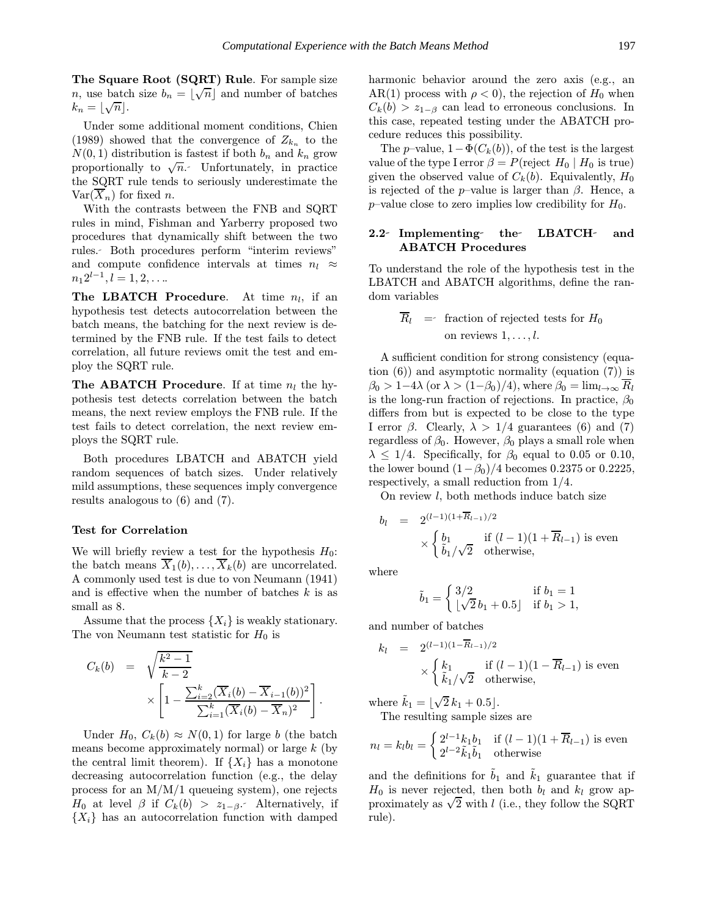**The Square Root (SQRT) Rule**. For sample size $n$, use batch size $b_n = \lfloor\sqrt{n}\rfloor$ and number of batches $k_n = \lfloor\sqrt{n}\rfloor$.

Under some additional moment conditions, Chien (1989) showed that the convergence of $Z_{k_n}$ to the $N(0,1)$ distribution is fastest if both $b_n$ and $k_n$ grow proportionally to $\sqrt{n}$. Unfortunately, in practice the SQRT rule tends to seriously underestimate the $\mathrm{Var}(\overline{X}_n)$ for fixed $n$.

With the contrasts between the FNB and SQRT rules in mind, Fishman and Yarberry proposed two procedures that dynamically shift between the two rules. Both procedures perform "interim reviews" and compute confidence intervals at times $n_l \approx n_1 2^{l-1}, l = 1, 2, \ldots$.

**The LBATCH Procedure**. At time $n_l$, if an hypothesis test detects autocorrelation between the batch means, the batching for the next review is determined by the FNB rule. If the test fails to detect correlation, all future reviews omit the test and employ the SQRT rule.

**The ABATCH Procedure**. If at time $n_l$ the hypothesis test detects correlation between the batch means, the next review employs the FNB rule. If the test fails to detect correlation, the next review employs the SQRT rule.

Both procedures LBATCH and ABATCH yield random sequences of batch sizes. Under relatively mild assumptions, these sequences imply convergence results analogous to (6) and (7).

**Test for Correlation**

We will briefly review a test for the hypothesis $H_0$: the batch means $\overline{X}_1(b), \ldots, \overline{X}_k(b)$ are uncorrelated. A commonly used test is due to von Neumann (1941) and is effective when the number of batches $k$ is as small as 8.

Assume that the process $\{X_i\}$ is weakly stationary. The von Neumann test statistic for $H_0$ is

$$C_k(b) = \sqrt{\frac{k^2-1}{k-2}} \times \left[1 - \frac{\sum_{i=2}^{k}(\overline{X}_i(b) - \overline{X}_{i-1}(b))^2}{\sum_{i=1}^{k}(\overline{X}_i(b) - \overline{X}_n)^2}\right].$$

Under $H_0$, $C_k(b) \approx N(0,1)$ for large $b$ (the batch means become approximately normal) or large $k$ (by the central limit theorem). If $\{X_i\}$ has a monotone decreasing autocorrelation function (e.g., the delay process for an M/M/1 queueing system), one rejects $H_0$ at level $\beta$ if $C_k(b) > z_{1-\beta}$. Alternatively, if $\{X_i\}$ has an autocorrelation function with damped harmonic behavior around the zero axis (e.g., an AR(1) process with $\rho < 0$), the rejection of $H_0$ when $C_k(b) > z_{1-\beta}$ can lead to erroneous conclusions. In this case, repeated testing under the ABATCH procedure reduces this possibility.

The $p$–value, $1 - \Phi(C_k(b))$, of the test is the largest value of the type I error $\beta = P(\text{reject } H_0 \mid H_0 \text{ is true})$ given the observed value of $C_k(b)$. Equivalently, $H_0$ is rejected of the $p$–value is larger than $\beta$. Hence, a $p$–value close to zero implies low credibility for $H_0$.

## 2.2 Implementing the LBATCH and ABATCH Procedures

To understand the role of the hypothesis test in the LBATCH and ABATCH algorithms, define the random variables

$$\overline{R}_l = \text{fraction of rejected tests for } H_0 \text{ on reviews } 1, \ldots, l.$$

A sufficient condition for strong consistency (equation (6)) and asymptotic normality (equation (7)) is $\beta_0 > 1 - 4\lambda$ (or $\lambda > (1-\beta_0)/4$), where $\beta_0 = \lim_{l\to\infty} \overline{R}_l$ is the long-run fraction of rejections. In practice, $\beta_0$ differs from but is expected to be close to the type I error $\beta$. Clearly, $\lambda > 1/4$ guarantees (6) and (7) regardless of $\beta_0$. However, $\beta_0$ plays a small role when $\lambda \le 1/4$. Specifically, for $\beta_0$ equal to 0.05 or 0.10, the lower bound $(1-\beta_0)/4$ becomes 0.2375 or 0.2225, respectively, a small reduction from 1/4.

On review $l$, both methods induce batch size

$$b_l = 2^{(l-1)(1+\overline{R}_{l-1})/2} \times \begin{cases} b_1 & \text{if } (l-1)(1+\overline{R}_{l-1}) \text{ is even} \\ \tilde{b}_1/\sqrt{2} & \text{otherwise,} \end{cases}$$

where

$$\tilde{b}_1 = \begin{cases} 3/2 & \text{if } b_1 = 1 \\ \lfloor\sqrt{2}\, b_1 + 0.5\rfloor & \text{if } b_1 > 1, \end{cases}$$

and number of batches

$$k_l = 2^{(l-1)(1-\overline{R}_{l-1})/2} \times \begin{cases} k_1 & \text{if } (l-1)(1-\overline{R}_{l-1}) \text{ is even} \\ \tilde{k}_1/\sqrt{2} & \text{otherwise,} \end{cases}$$

where $\tilde{k}_1 = \lfloor\sqrt{2}\, k_1 + 0.5\rfloor$.

The resulting sample sizes are

$$n_l = k_l b_l = \begin{cases} 2^{l-1} k_1 b_1 & \text{if } (l-1)(1+\overline{R}_{l-1}) \text{ is even} \\ 2^{l-2} \tilde{k}_1 \tilde{b}_1 & \text{otherwise} \end{cases}$$

and the definitions for $\tilde{b}_1$ and $\tilde{k}_1$ guarantee that if $H_0$ is never rejected, then both $b_l$ and $k_l$ grow approximately as $\sqrt{2}$ with $l$ (i.e., they follow the SQRT rule).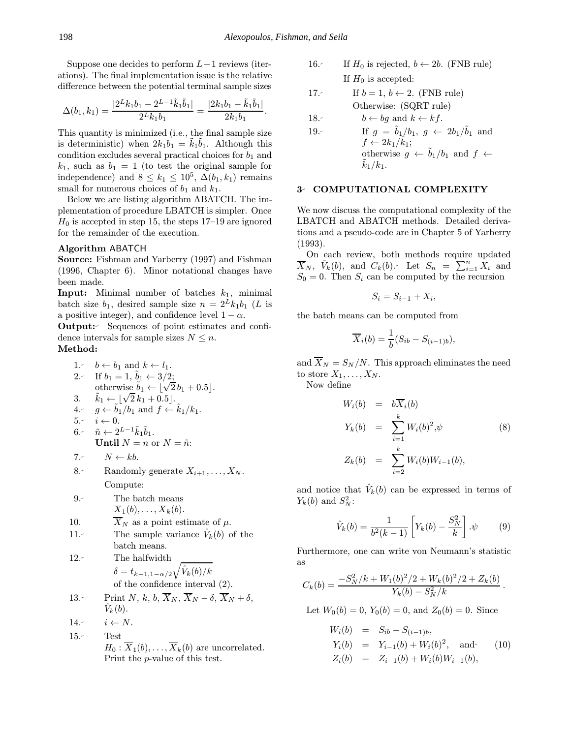Suppose one decides to perform $L+1$ reviews (iterations). The final implementation issue is the relative difference between the potential terminal sample sizes

$$\Delta(b_1, k_1) = \frac{|2^L k_1 b_1 - 2^{L-1}\tilde{k}_1\tilde{b}_1|}{2^L k_1 b_1} = \frac{|2k_1 b_1 - \tilde{k}_1\tilde{b}_1|}{2k_1 b_1}.$$

This quantity is minimized (i.e., the final sample size is deterministic) when $2k_1 b_1 = \tilde{k}_1\tilde{b}_1$. Although this condition excludes several practical choices for $b_1$ and $k_1$, such as $b_1 = 1$ (to test the original sample for independence) and $8 \leq k_1 \leq 10^5$, $\Delta(b_1, k_1)$ remains small for numerous choices of $b_1$ and $k_1$.

Below we are listing algorithm ABATCH. The implementation of procedure LBATCH is simpler. Once $H_0$ is accepted in step 15, the steps 17–19 are ignored for the remainder of the execution.

**Algorithm** ABATCH

**Source:** Fishman and Yarberry (1997) and Fishman (1996, Chapter 6). Minor notational changes have been made.

**Input:** Minimal number of batches $k_1$, minimal batch size $b_1$, desired sample size $n = 2^L k_1 b_1$ ($L$ is a positive integer), and confidence level $1-\alpha$.

**Output:** Sequences of point estimates and confidence intervals for sample sizes $N \leq n$.

**Method:**

1. $b \leftarrow b_1$ and $k \leftarrow l_1$.
2. If $b_1 = 1$, $\tilde{b}_1 \leftarrow 3/2$;
   otherwise $\tilde{b}_1 \leftarrow \lfloor\sqrt{2}\, b_1 + 0.5\rfloor$.
3. $\tilde{k}_1 \leftarrow \lfloor\sqrt{2}\, k_1 + 0.5\rfloor$.
4. $g \leftarrow \tilde{b}_1/b_1$ and $f \leftarrow \tilde{k}_1/k_1$.
5. $i \leftarrow 0$.
6. $\tilde{n} \leftarrow 2^{L-1}\tilde{k}_1\tilde{b}_1$.
   **Until** $N = n$ or $N = \tilde{n}$:
7. $N \leftarrow kb$.
8. Randomly generate $X_{i+1}, \ldots, X_N$.
   Compute:
9. The batch means $\overline{X}_1(b), \ldots, \overline{X}_k(b)$.
10. $\overline{X}_N$ as a point estimate of $\mu$.
11. The sample variance $\hat{V}_k(b)$ of the batch means.
12. The halfwidth $\delta = t_{k-1,1-\alpha/2}\sqrt{\hat{V}_k(b)/k}$ of the confidence interval (2).
13. Print $N$, $k$, $b$, $\overline{X}_N$, $\overline{X}_N - \delta$, $\overline{X}_N + \delta$, $\hat{V}_k(b)$.
14. $i \leftarrow N$.
15. Test $H_0 : \overline{X}_1(b), \ldots, \overline{X}_k(b)$ are uncorrelated. Print the $p$-value of this test.
16. If $H_0$ is rejected, $b \leftarrow 2b$. (FNB rule)
    If $H_0$ is accepted:
17. If $b = 1$, $b \leftarrow 2$. (FNB rule)
    Otherwise: (SQRT rule)
18. $b \leftarrow bg$ and $k \leftarrow kf$.
19. If $g = \tilde{b}_1/b_1$, $g \leftarrow 2b_1/\tilde{b}_1$ and $f \leftarrow 2k_1/\tilde{k}_1$;
    otherwise $g \leftarrow \tilde{b}_1/b_1$ and $f \leftarrow \tilde{k}_1/k_1$.

## 3 COMPUTATIONAL COMPLEXITY

We now discuss the computational complexity of the LBATCH and ABATCH methods. Detailed derivations and a pseudo-code are in Chapter 5 of Yarberry (1993).

On each review, both methods require updated $\overline{X}_N$, $\hat{V}_k(b)$, and $C_k(b)$. Let $S_n = \sum_{i=1}^{n} X_i$ and $S_0 = 0$. Then $S_i$ can be computed by the recursion

$$S_i = S_{i-1} + X_i,$$

the batch means can be computed from

$$\overline{X}_i(b) = \frac{1}{b}(S_{ib} - S_{(i-1)b}),$$

and $\overline{X}_N = S_N/N$. This approach eliminates the need to store $X_1, \ldots, X_N$.

Now define

$$\begin{aligned} W_i(b) &= b\overline{X}_i(b) \\ Y_k(b) &= \sum_{i=1}^{k} W_i(b)^2, \\ Z_k(b) &= \sum_{i=2}^{k} W_i(b) W_{i-1}(b), \end{aligned} \tag{8}$$

and notice that $\hat{V}_k(b)$ can be expressed in terms of $Y_k(b)$ and $S_N^2$:

$$\hat{V}_k(b) = \frac{1}{b^2(k-1)}\left[Y_k(b) - \frac{S_N^2}{k}\right]. \tag{9}$$

Furthermore, one can write von Neumann's statistic as

$$C_k(b) = \frac{-S_N^2/k + W_1(b)^2/2 + W_k(b)^2/2 + Z_k(b)}{Y_k(b) - S_N^2/k}.$$

Let $W_0(b) = 0$, $Y_0(b) = 0$, and $Z_0(b) = 0$. Since

$$\begin{aligned} W_i(b) &= S_{ib} - S_{(i-1)b}, \\ Y_i(b) &= Y_{i-1}(b) + W_i(b)^2, \quad \text{and} \\ Z_i(b) &= Z_{i-1}(b) + W_i(b) W_{i-1}(b), \end{aligned} \tag{10}$$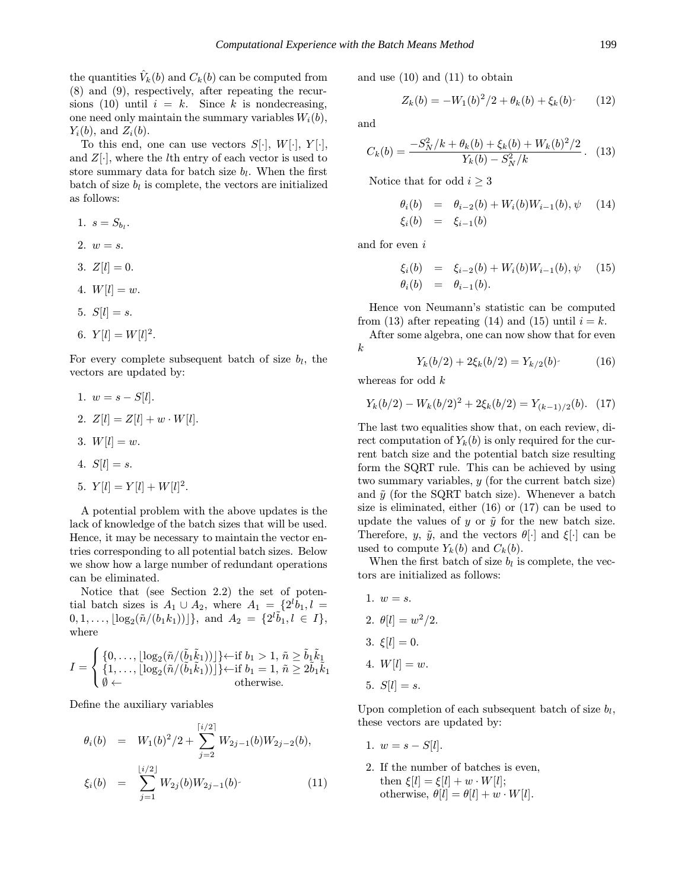the quantities $\hat{V}_k(b)$ and $C_k(b)$ can be computed from (8) and (9), respectively, after repeating the recursions (10) until $i = k$. Since $k$ is nondecreasing, one need only maintain the summary variables $W_i(b)$, $Y_i(b)$, and $Z_i(b)$.

To this end, one can use vectors $S[\cdot]$, $W[\cdot]$, $Y[\cdot]$, and $Z[\cdot]$, where the $l$th entry of each vector is used to store summary data for batch size $b_l$. When the first batch of size $b_l$ is complete, the vectors are initialized as follows:

1. $s = S_{b_l}$.
2. $w = s$.
3. $Z[l] = 0$.
4. $W[l] = w$.
5. $S[l] = s$.
6. $Y[l] = W[l]^2$.

For every complete subsequent batch of size $b_l$, the vectors are updated by:

1. $w = s - S[l]$.
2. $Z[l] = Z[l] + w \cdot W[l]$.
3. $W[l] = w$.
4. $S[l] = s$.
5. $Y[l] = Y[l] + W[l]^2$.

A potential problem with the above updates is the lack of knowledge of the batch sizes that will be used. Hence, it may be necessary to maintain the vector entries corresponding to all potential batch sizes. Below we show how a large number of redundant operations can be eliminated.

Notice that (see Section 2.2) the set of potential batch sizes is $A_1 \cup A_2$, where $A_1 = \{2^l b_1, l = 0, 1, \ldots, \lfloor \log_2(\tilde{n}/(b_1 k_1)) \rfloor\}$, and $A_2 = \{2^l \tilde{b}_1, l \in I\}$, where

$$I = \begin{cases} \{0, \ldots, \lfloor \log_2(\tilde{n}/(\tilde{b}_1\tilde{k}_1)) \rfloor\} \leftarrow \text{if } b_1 > 1,\ \tilde{n} \geq \tilde{b}_1\tilde{k}_1 \\ \{1, \ldots, \lfloor \log_2(\tilde{n}/(\tilde{b}_1\tilde{k}_1)) \rfloor\} \leftarrow \text{if } b_1 = 1,\ \tilde{n} \geq 2\tilde{b}_1\tilde{k}_1 \\ \emptyset \leftarrow \qquad\qquad \text{otherwise.} \end{cases}$$

Define the auxiliary variables

$$\begin{aligned} \theta_i(b) &= W_1(b)^2/2 + \sum_{j=2}^{\lceil i/2 \rceil} W_{2j-1}(b) W_{2j-2}(b), \\ \xi_i(b) &= \sum_{j=1}^{\lfloor i/2 \rfloor} W_{2j}(b) W_{2j-1}(b) \end{aligned} \tag{11}$$

and use (10) and (11) to obtain

$$Z_k(b) = -W_1(b)^2/2 + \theta_k(b) + \xi_k(b) \tag{12}$$

and

$$C_k(b) = \frac{-S_N^2/k + \theta_k(b) + \xi_k(b) + W_k(b)^2/2}{Y_k(b) - S_N^2/k}. \tag{13}$$

Notice that for odd $i \geq 3$

$$\begin{aligned} \theta_i(b) &= \theta_{i-2}(b) + W_i(b) W_{i-1}(b), \psi \\ \xi_i(b) &= \xi_{i-1}(b) \end{aligned} \tag{14}$$

and for even $i$

$$\begin{aligned} \xi_i(b) &= \xi_{i-2}(b) + W_i(b) W_{i-1}(b), \psi \\ \theta_i(b) &= \theta_{i-1}(b). \end{aligned} \tag{15}$$

Hence von Neumann's statistic can be computed from (13) after repeating (14) and (15) until $i = k$.

After some algebra, one can now show that for even $k$

$$Y_k(b/2) + 2\xi_k(b/2) = Y_{k/2}(b) \tag{16}$$

whereas for odd $k$

$$Y_k(b/2) - W_k(b/2)^2 + 2\xi_k(b/2) = Y_{(k-1)/2}(b). \tag{17}$$

The last two equalities show that, on each review, direct computation of $Y_k(b)$ is only required for the current batch size and the potential batch size resulting form the SQRT rule. This can be achieved by using two summary variables, $y$ (for the current batch size) and $\tilde{y}$ (for the SQRT batch size). Whenever a batch size is eliminated, either (16) or (17) can be used to update the values of $y$ or $\tilde{y}$ for the new batch size. Therefore, $y$, $\tilde{y}$, and the vectors $\theta[\cdot]$ and $\xi[\cdot]$ can be used to compute $Y_k(b)$ and $C_k(b)$.

When the first batch of size $b_l$ is complete, the vectors are initialized as follows:

1. $w = s$.
2. $\theta[l] = w^2/2$.
3. $\xi[l] = 0$.
4. $W[l] = w$.
5. $S[l] = s$.

Upon completion of each subsequent batch of size $b_l$, these vectors are updated by:

1. $w = s - S[l]$.
2. If the number of batches is even, then $\xi[l] = \xi[l] + w \cdot W[l]$; otherwise, $\theta[l] = \theta[l] + w \cdot W[l]$.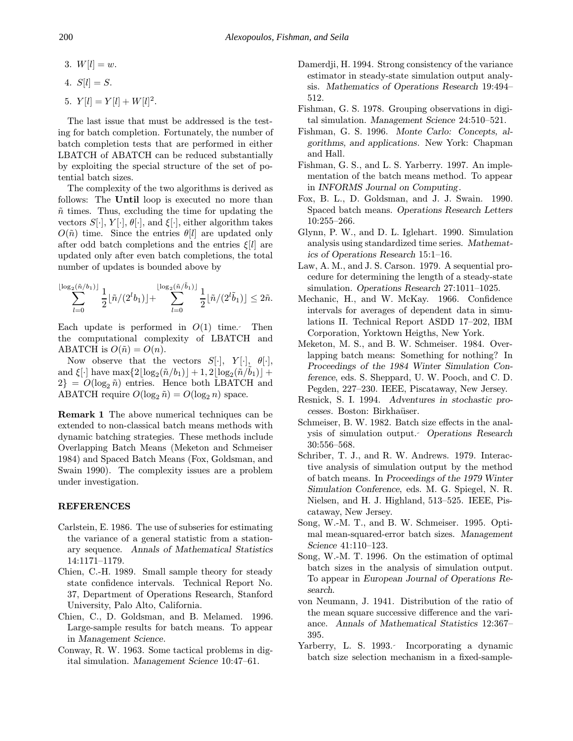3. $W[l] = w$.
4. $S[l] = S$.
5. $Y[l] = Y[l] + W[l]^2$.

The last issue that must be addressed is the testing for batch completion. Fortunately, the number of batch completion tests that are performed in either LBATCH of ABATCH can be reduced substantially by exploiting the special structure of the set of potential batch sizes.

The complexity of the two algorithms is derived as follows: The **Until** loop is executed no more than $\tilde{n}$ times. Thus, excluding the time for updating the vectors $S[\cdot]$, $Y[\cdot]$, $\theta[\cdot]$, and $\xi[\cdot]$, either algorithm takes $O(\tilde{n})$ time. Since the entries $\theta[l]$ are updated only after odd batch completions and the entries $\xi[l]$ are updated only after even batch completions, the total number of updates is bounded above by

$$\sum_{l=0}^{\lfloor \log_2(\tilde{n}/b_1) \rfloor} \frac{1}{2} \lfloor \tilde{n}/(2^l b_1) \rfloor + \sum_{l=0}^{\lfloor \log_2(\tilde{n}/\tilde{b}_1) \rfloor} \frac{1}{2} \lfloor \tilde{n}/(2^l \tilde{b}_1) \rfloor \leq 2\tilde{n}.$$

Each update is performed in $O(1)$ time. Then the computational complexity of LBATCH and ABATCH is $O(\tilde{n}) = O(n)$.

Now observe that the vectors $S[\cdot]$, $Y[\cdot]$, $\theta[\cdot]$, and $\xi[\cdot]$ have $\max\{2\lfloor \log_2(\tilde{n}/b_1) \rfloor + 1, 2\lfloor \log_2(\tilde{n}/\tilde{b}_1) \rfloor + 2\} = O(\log_2 \tilde{n})$ entries. Hence both LBATCH and ABATCH require $O(\log_2 \tilde{n}) = O(\log_2 n)$ space.

**Remark 1** The above numerical techniques can be extended to non-classical batch means methods with dynamic batching strategies. These methods include Overlapping Batch Means (Meketon and Schmeiser 1984) and Spaced Batch Means (Fox, Goldsman, and Swain 1990). The complexity issues are a problem under investigation.

## REFERENCES

Carlstein, E. 1986. The use of subseries for estimating the variance of a general statistic from a stationary sequence. *Annals of Mathematical Statistics* 14:1171–1179.

Chien, C.-H. 1989. Small sample theory for steady state confidence intervals. Technical Report No. 37, Department of Operations Research, Stanford University, Palo Alto, California.

Chien, C., D. Goldsman, and B. Melamed. 1996. Large-sample results for batch means. To appear in *Management Science*.

Conway, R. W. 1963. Some tactical problems in digital simulation. *Management Science* 10:47–61.

Damerdji, H. 1994. Strong consistency of the variance estimator in steady-state simulation output analysis. *Mathematics of Operations Research* 19:494–512.

Fishman, G. S. 1978. Grouping observations in digital simulation. *Management Science* 24:510–521.

Fishman, G. S. 1996. *Monte Carlo: Concepts, algorithms, and applications*. New York: Chapman and Hall.

Fishman, G. S., and L. S. Yarberry. 1997. An implementation of the batch means method. To appear in *INFORMS Journal on Computing*.

Fox, B. L., D. Goldsman, and J. J. Swain. 1990. Spaced batch means. *Operations Research Letters* 10:255–266.

Glynn, P. W., and D. L. Iglehart. 1990. Simulation analysis using standardized time series. *Mathematics of Operations Research* 15:1–16.

Law, A. M., and J. S. Carson. 1979. A sequential procedure for determining the length of a steady-state simulation. *Operations Research* 27:1011–1025.

Mechanic, H., and W. McKay. 1966. Confidence intervals for averages of dependent data in simulations II. Technical Report ASDD 17–202, IBM Corporation, Yorktown Heigths, New York.

Meketon, M. S., and B. W. Schmeiser. 1984. Overlapping batch means: Something for nothing? In *Proceedings of the 1984 Winter Simulation Conference*, eds. S. Sheppard, U. W. Pooch, and C. D. Pegden, 227–230. IEEE, Piscataway, New Jersey.

Resnick, S. I. 1994. *Adventures in stochastic processes*. Boston: Birkhaüser.

Schmeiser, B. W. 1982. Batch size effects in the analysis of simulation output. *Operations Research* 30:556–568.

Schriber, T. J., and R. W. Andrews. 1979. Interactive analysis of simulation output by the method of batch means. In *Proceedings of the 1979 Winter Simulation Conference*, eds. M. G. Spiegel, N. R. Nielsen, and H. J. Highland, 513–525. IEEE, Piscataway, New Jersey.

Song, W.-M. T., and B. W. Schmeiser. 1995. Optimal mean-squared-error batch sizes. *Management Science* 41:110–123.

Song, W.-M. T. 1996. On the estimation of optimal batch sizes in the analysis of simulation output. To appear in *European Journal of Operations Research*.

von Neumann, J. 1941. Distribution of the ratio of the mean square successive difference and the variance. *Annals of Mathematical Statistics* 12:367–395.

Yarberry, L. S. 1993. Incorporating a dynamic batch size selection mechanism in a fixed-sample-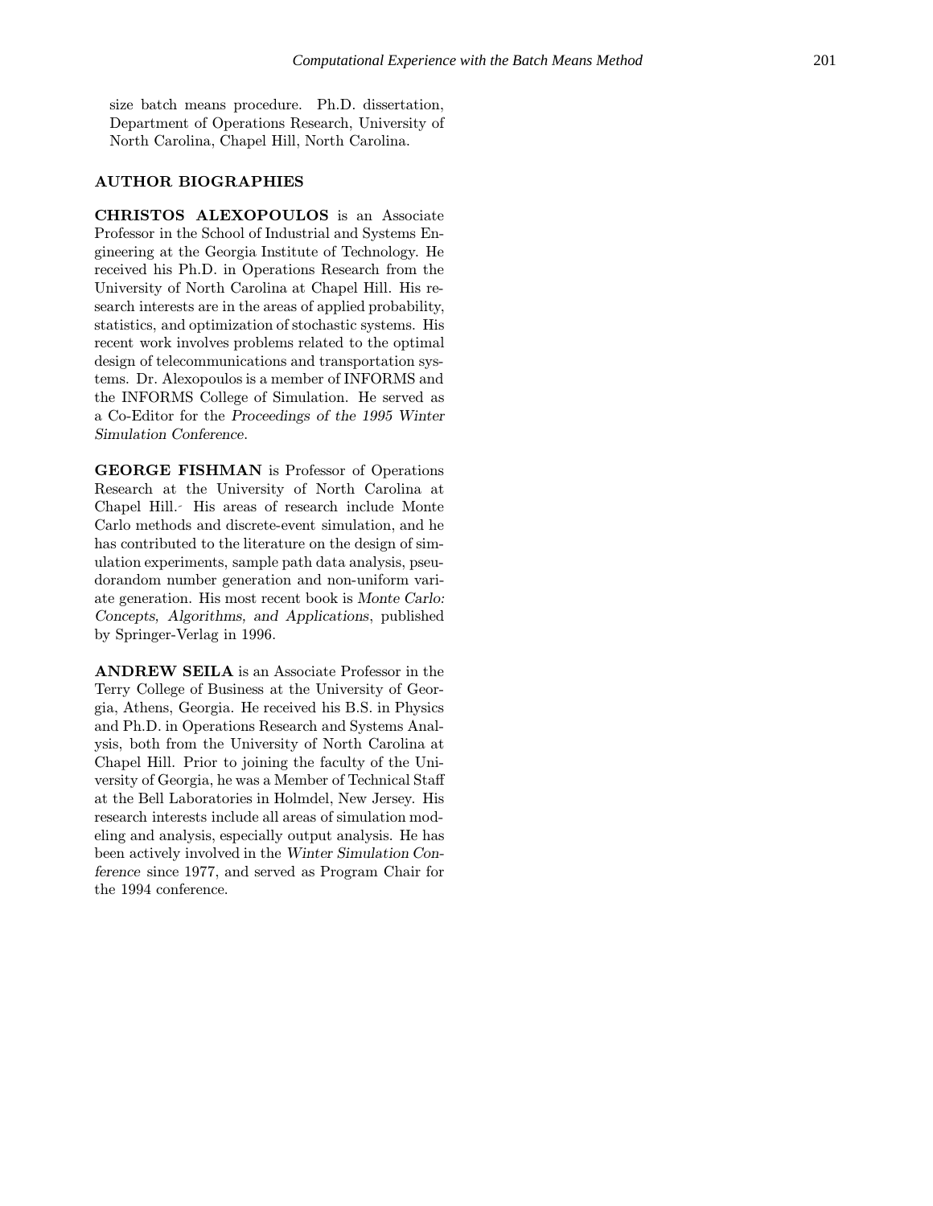size batch means procedure. Ph.D. dissertation, Department of Operations Research, University of North Carolina, Chapel Hill, North Carolina.

## AUTHOR BIOGRAPHIES

**CHRISTOS ALEXOPOULOS** is an Associate Professor in the School of Industrial and Systems Engineering at the Georgia Institute of Technology. He received his Ph.D. in Operations Research from the University of North Carolina at Chapel Hill. His research interests are in the areas of applied probability, statistics, and optimization of stochastic systems. His recent work involves problems related to the optimal design of telecommunications and transportation systems. Dr. Alexopoulos is a member of INFORMS and the INFORMS College of Simulation. He served as a Co-Editor for the *Proceedings of the 1995 Winter Simulation Conference*.

**GEORGE FISHMAN** is Professor of Operations Research at the University of North Carolina at Chapel Hill. His areas of research include Monte Carlo methods and discrete-event simulation, and he has contributed to the literature on the design of simulation experiments, sample path data analysis, pseudorandom number generation and non-uniform variate generation. His most recent book is *Monte Carlo: Concepts, Algorithms, and Applications*, published by Springer-Verlag in 1996.

**ANDREW SEILA** is an Associate Professor in the Terry College of Business at the University of Georgia, Athens, Georgia. He received his B.S. in Physics and Ph.D. in Operations Research and Systems Analysis, both from the University of North Carolina at Chapel Hill. Prior to joining the faculty of the University of Georgia, he was a Member of Technical Staff at the Bell Laboratories in Holmdel, New Jersey. His research interests include all areas of simulation modeling and analysis, especially output analysis. He has been actively involved in the *Winter Simulation Conference* since 1977, and served as Program Chair for the 1994 conference.